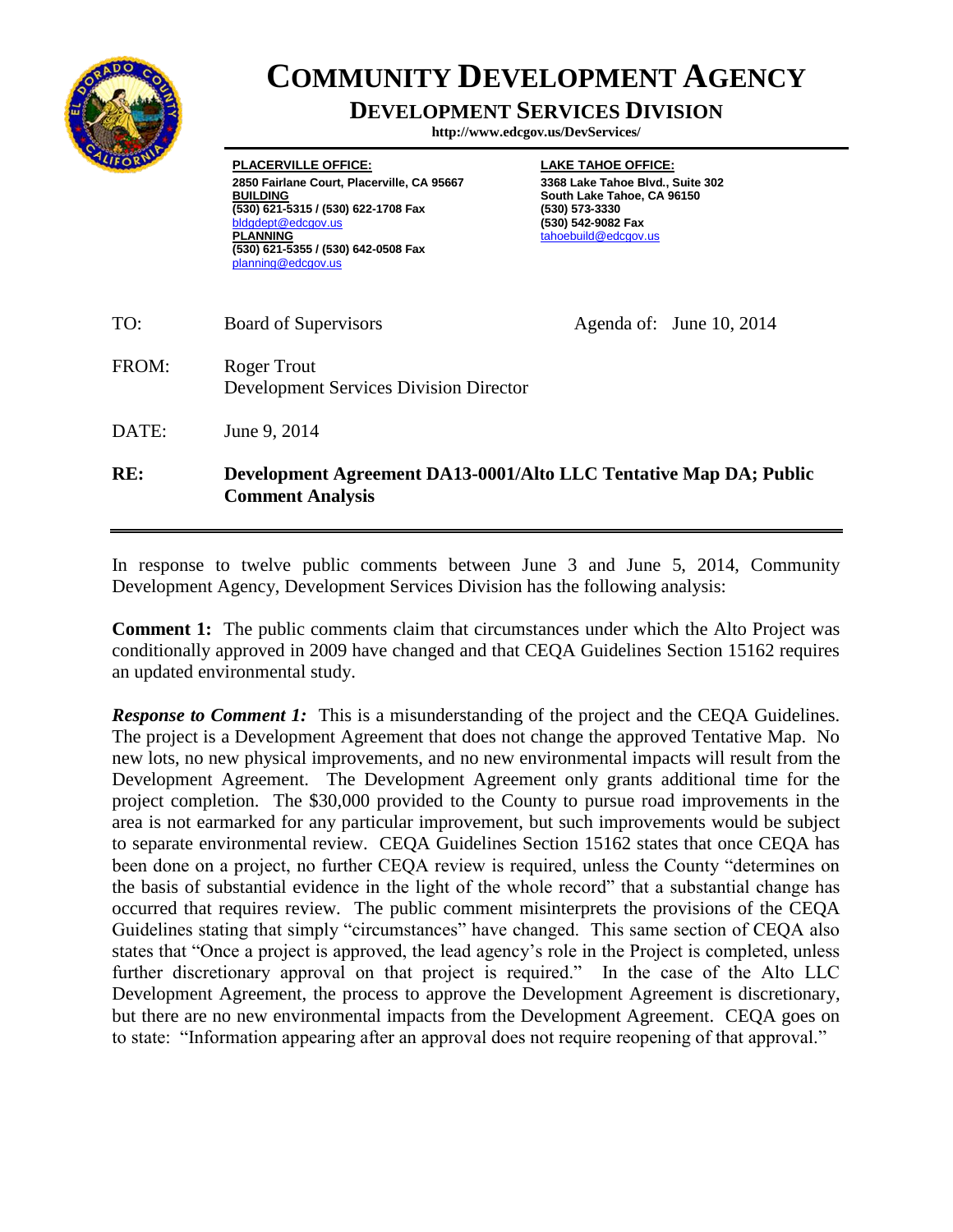# COMMUNITY DEVELOPMENT AGENCY

## DEVELOPMENT SERVICES DIVISION

**http://www.edcgov.us/DevServices/**

**PLACERVILLE OFFICE:**
**2850 Fairlane Court, Placerville, CA 95667**
**BUILDING**
**(530) 621-5315 / (530) 622-1708 Fax**
bldgdept@edcgov.us
**PLANNING**
**(530) 621-5355 / (530) 642-0508 Fax**
planning@edcgov.us

**LAKE TAHOE OFFICE:**
**3368 Lake Tahoe Blvd., Suite 302**
**South Lake Tahoe, CA 96150**
**(530) 573-3330**
**(530) 542-9082 Fax**
tahoebuild@edcgov.us

TO: Board of Supervisors — Agenda of: June 10, 2014

FROM: Roger Trout
Development Services Division Director

DATE: June 9, 2014

**RE: Development Agreement DA13-0001/Alto LLC Tentative Map DA; Public Comment Analysis**

---

In response to twelve public comments between June 3 and June 5, 2014, Community Development Agency, Development Services Division has the following analysis:

**Comment 1:** The public comments claim that circumstances under which the Alto Project was conditionally approved in 2009 have changed and that CEQA Guidelines Section 15162 requires an updated environmental study.

***Response to Comment 1:*** This is a misunderstanding of the project and the CEQA Guidelines. The project is a Development Agreement that does not change the approved Tentative Map. No new lots, no new physical improvements, and no new environmental impacts will result from the Development Agreement. The Development Agreement only grants additional time for the project completion. The $30,000 provided to the County to pursue road improvements in the area is not earmarked for any particular improvement, but such improvements would be subject to separate environmental review. CEQA Guidelines Section 15162 states that once CEQA has been done on a project, no further CEQA review is required, unless the County "determines on the basis of substantial evidence in the light of the whole record" that a substantial change has occurred that requires review. The public comment misinterprets the provisions of the CEQA Guidelines stating that simply "circumstances" have changed. This same section of CEQA also states that "Once a project is approved, the lead agency's role in the Project is completed, unless further discretionary approval on that project is required." In the case of the Alto LLC Development Agreement, the process to approve the Development Agreement is discretionary, but there are no new environmental impacts from the Development Agreement. CEQA goes on to state: "Information appearing after an approval does not require reopening of that approval."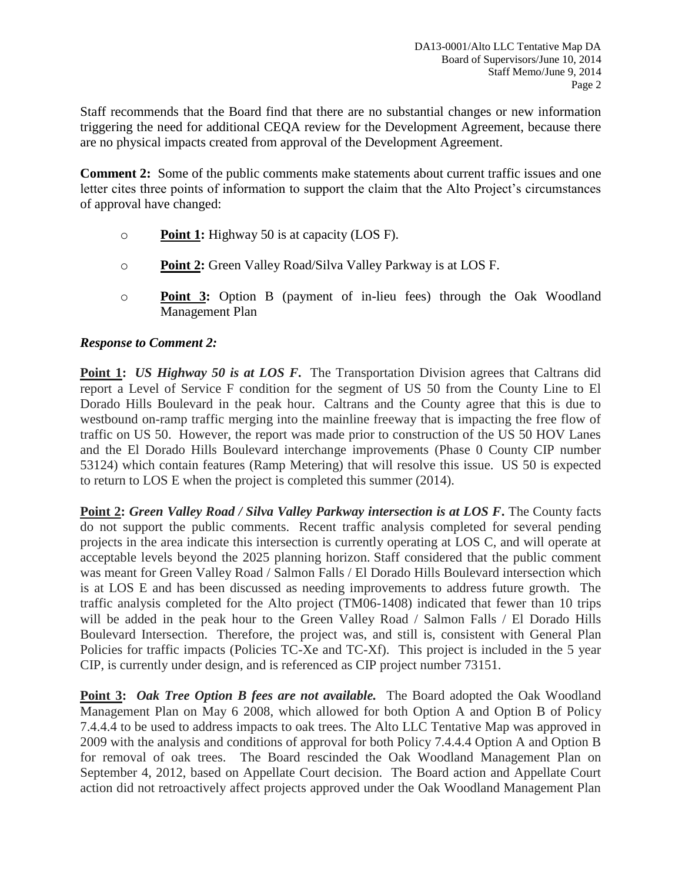Staff recommends that the Board find that there are no substantial changes or new information triggering the need for additional CEQA review for the Development Agreement, because there are no physical impacts created from approval of the Development Agreement.

**Comment 2:** Some of the public comments make statements about current traffic issues and one letter cites three points of information to support the claim that the Alto Project's circumstances of approval have changed:

- **Point 1:** Highway 50 is at capacity (LOS F).
- **Point 2:** Green Valley Road/Silva Valley Parkway is at LOS F.
- **Point 3:** Option B (payment of in-lieu fees) through the Oak Woodland Management Plan

***Response to Comment 2:***

**Point 1:** ***US Highway 50 is at LOS F.*** The Transportation Division agrees that Caltrans did report a Level of Service F condition for the segment of US 50 from the County Line to El Dorado Hills Boulevard in the peak hour. Caltrans and the County agree that this is due to westbound on-ramp traffic merging into the mainline freeway that is impacting the free flow of traffic on US 50. However, the report was made prior to construction of the US 50 HOV Lanes and the El Dorado Hills Boulevard interchange improvements (Phase 0 County CIP number 53124) which contain features (Ramp Metering) that will resolve this issue. US 50 is expected to return to LOS E when the project is completed this summer (2014).

**Point 2:** ***Green Valley Road / Silva Valley Parkway intersection is at LOS F.*** The County facts do not support the public comments. Recent traffic analysis completed for several pending projects in the area indicate this intersection is currently operating at LOS C, and will operate at acceptable levels beyond the 2025 planning horizon. Staff considered that the public comment was meant for Green Valley Road / Salmon Falls / El Dorado Hills Boulevard intersection which is at LOS E and has been discussed as needing improvements to address future growth. The traffic analysis completed for the Alto project (TM06-1408) indicated that fewer than 10 trips will be added in the peak hour to the Green Valley Road / Salmon Falls / El Dorado Hills Boulevard Intersection. Therefore, the project was, and still is, consistent with General Plan Policies for traffic impacts (Policies TC-Xe and TC-Xf). This project is included in the 5 year CIP, is currently under design, and is referenced as CIP project number 73151.

**Point 3:** ***Oak Tree Option B fees are not available.*** The Board adopted the Oak Woodland Management Plan on May 6 2008, which allowed for both Option A and Option B of Policy 7.4.4.4 to be used to address impacts to oak trees. The Alto LLC Tentative Map was approved in 2009 with the analysis and conditions of approval for both Policy 7.4.4.4 Option A and Option B for removal of oak trees. The Board rescinded the Oak Woodland Management Plan on September 4, 2012, based on Appellate Court decision. The Board action and Appellate Court action did not retroactively affect projects approved under the Oak Woodland Management Plan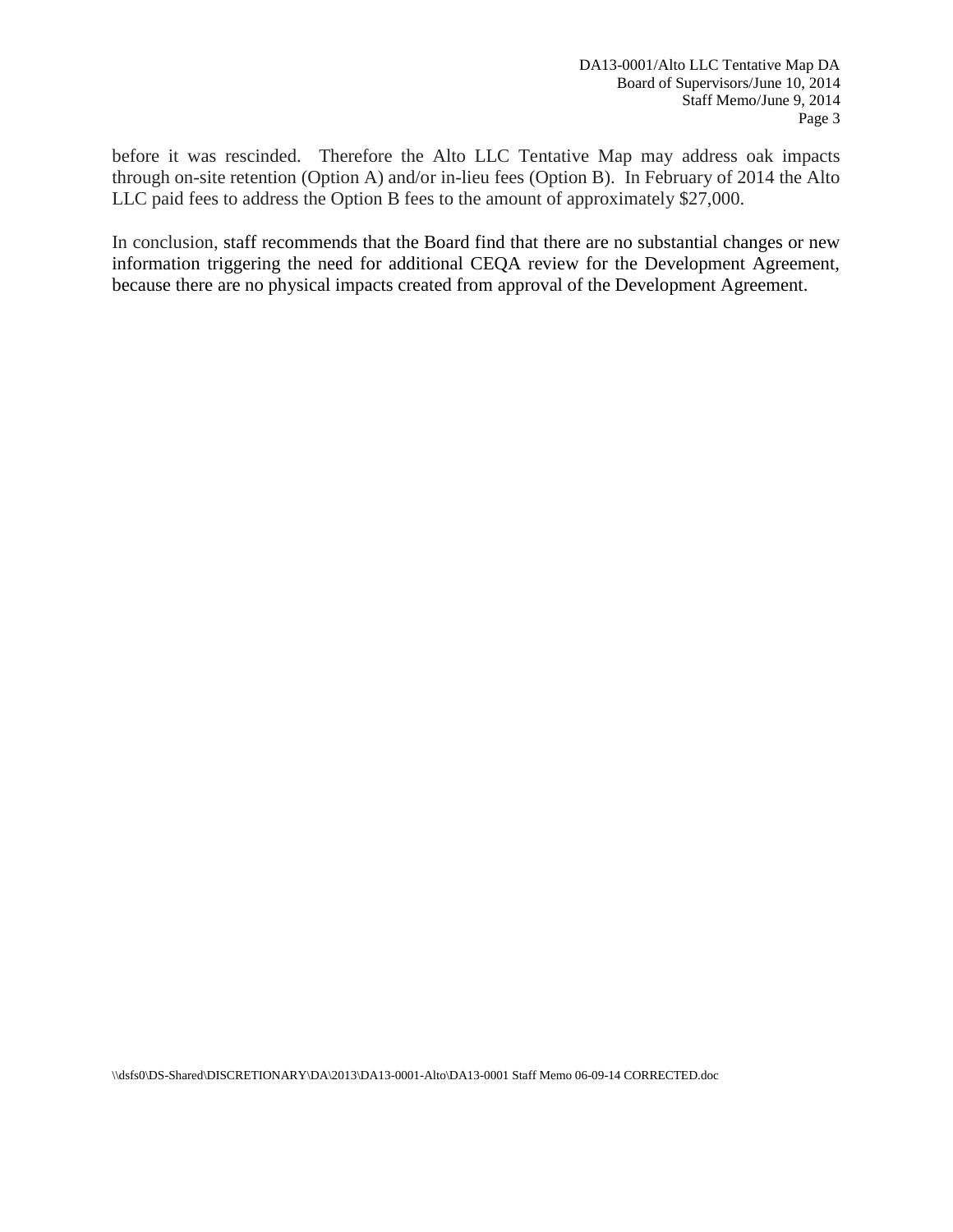before it was rescinded. Therefore the Alto LLC Tentative Map may address oak impacts through on-site retention (Option A) and/or in-lieu fees (Option B). In February of 2014 the Alto LLC paid fees to address the Option B fees to the amount of approximately $27,000.

In conclusion, staff recommends that the Board find that there are no substantial changes or new information triggering the need for additional CEQA review for the Development Agreement, because there are no physical impacts created from approval of the Development Agreement.